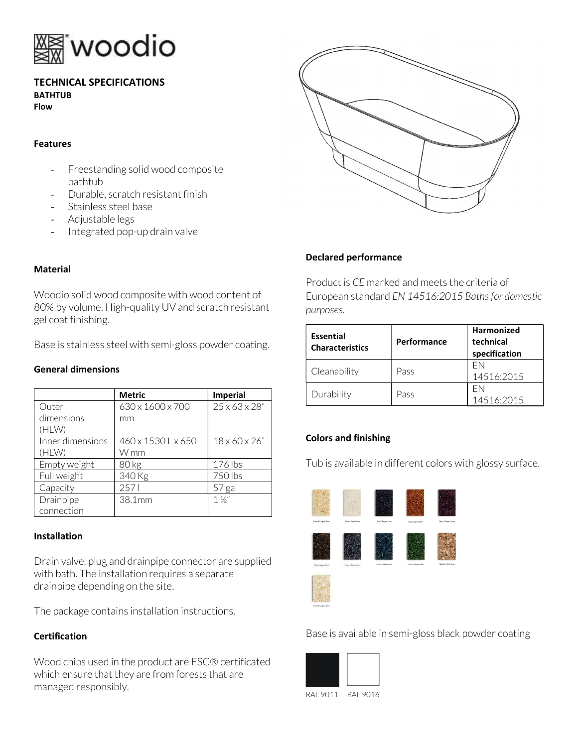# woodio

## TECHNICAL SPECIFICATIONS

**BATHTUB**

**Flow**

### Features

- Freestanding solid wood composite bathtub
- Durable, scratch resistant finish
- Stainless steel base
- Adjustable legs
- Integrated pop-up drain valve

### Material

Woodio solid wood composite with wood content of 80% by volume. High-quality UV and scratch resistant gel coat finishing.

Base is stainless steel with semi-gloss powder coating.

### General dimensions

| | Metric | Imperial |
|---|---|---|
| Outer dimensions (HLW) | 630 x 1600 x 700 mm | 25 x 63 x 28" |
| Inner dimensions (HLW) | 460 x 1530 L x 650 W mm | 18 x 60 x 26" |
| Empty weight | 80 kg | 176 lbs |
| Full weight | 340 Kg | 750 lbs |
| Capacity | 257 l | 57 gal |
| Drainpipe connection | 38.1mm | 1 ½" |

### Installation

Drain valve, plug and drainpipe connector are supplied with bath. The installation requires a separate drainpipe depending on the site.

The package contains installation instructions.

### Certification

Wood chips used in the product are FSC® certificated which ensure that they are from forests that are managed responsibly.

### Declared performance

Product is *CE* marked and meets the criteria of European standard *EN 14516:2015 Baths for domestic purposes.*

| Essential Characteristics | Performance | Harmonized technical specification |
|---|---|---|
| Cleanability | Pass | EN 14516:2015 |
| Durability | Pass | EN 14516:2015 |

### Colors and finishing

Tub is available in different colors with glossy surface.

Base is available in semi-gloss black powder coating

RAL 9011 RAL 9016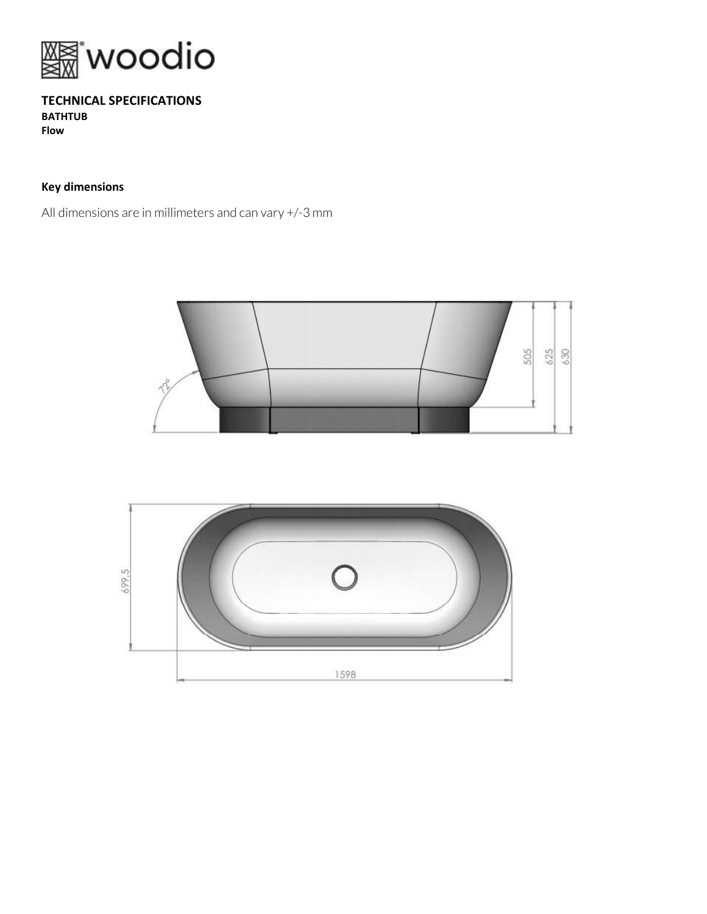# TECHNICAL SPECIFICATIONS

**BATHTUB**

**Flow**

### Key dimensions

All dimensions are in millimeters and can vary +/-3 mm

72°

505

625

630

699,5

1598